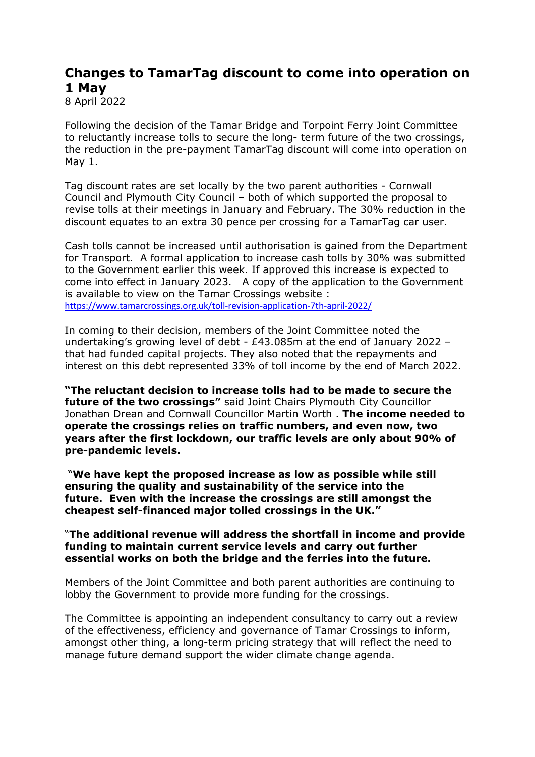# Changes to TamarTag discount to come into operation on 1 May

8 April 2022

Following the decision of the Tamar Bridge and Torpoint Ferry Joint Committee to reluctantly increase tolls to secure the long- term future of the two crossings, the reduction in the pre-payment TamarTag discount will come into operation on May 1.

Tag discount rates are set locally by the two parent authorities - Cornwall Council and Plymouth City Council – both of which supported the proposal to revise tolls at their meetings in January and February. The 30% reduction in the discount equates to an extra 30 pence per crossing for a TamarTag car user.

Cash tolls cannot be increased until authorisation is gained from the Department for Transport. A formal application to increase cash tolls by 30% was submitted to the Government earlier this week. If approved this increase is expected to come into effect in January 2023. A copy of the application to the Government is available to view on the Tamar Crossings website : https://www.tamarcrossings.org.uk/toll-revision-application-7th-april-2022/

In coming to their decision, members of the Joint Committee noted the undertaking's growing level of debt - £43.085m at the end of January 2022 – that had funded capital projects. They also noted that the repayments and interest on this debt represented 33% of toll income by the end of March 2022.

**"The reluctant decision to increase tolls had to be made to secure the future of the two crossings"** said Joint Chairs Plymouth City Councillor Jonathan Drean and Cornwall Councillor Martin Worth . **The income needed to operate the crossings relies on traffic numbers, and even now, two years after the first lockdown, our traffic levels are only about 90% of pre-pandemic levels.**

**"We have kept the proposed increase as low as possible while still ensuring the quality and sustainability of the service into the future. Even with the increase the crossings are still amongst the cheapest self-financed major tolled crossings in the UK."**

**"The additional revenue will address the shortfall in income and provide funding to maintain current service levels and carry out further essential works on both the bridge and the ferries into the future.**

Members of the Joint Committee and both parent authorities are continuing to lobby the Government to provide more funding for the crossings.

The Committee is appointing an independent consultancy to carry out a review of the effectiveness, efficiency and governance of Tamar Crossings to inform, amongst other thing, a long-term pricing strategy that will reflect the need to manage future demand support the wider climate change agenda.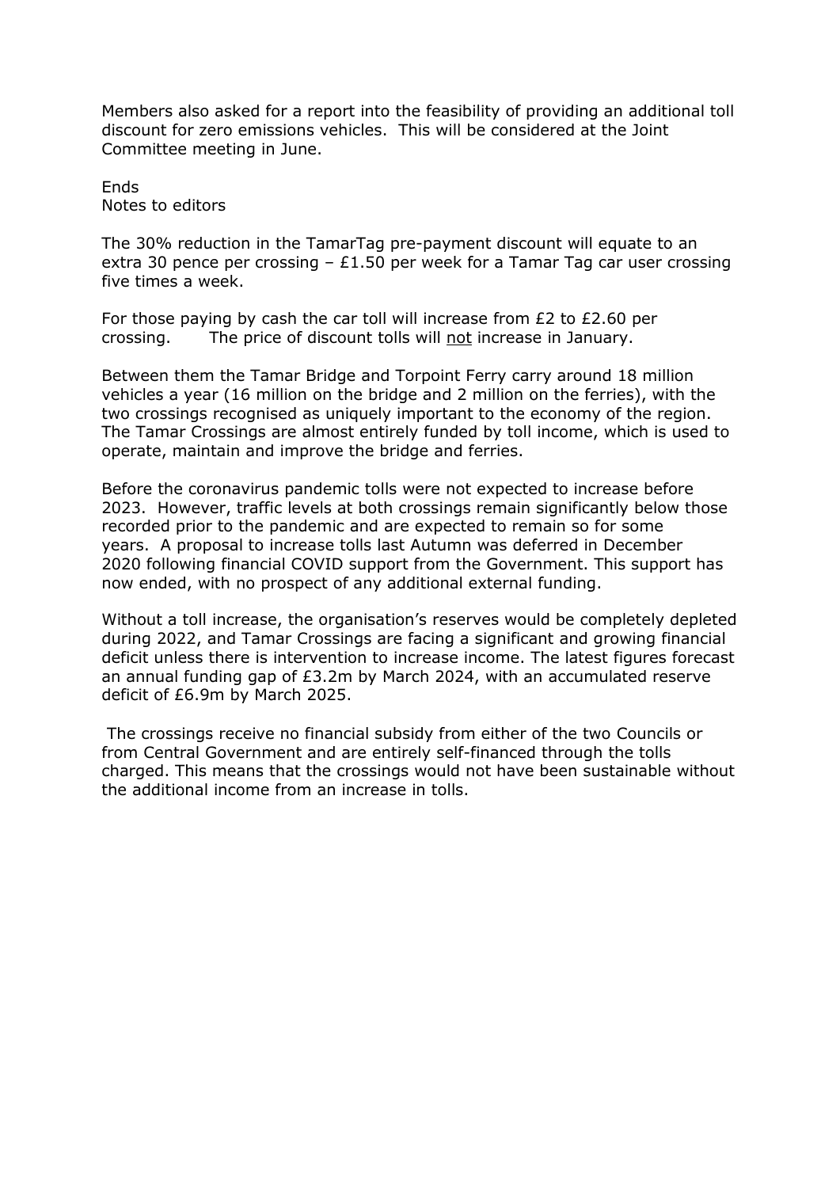Members also asked for a report into the feasibility of providing an additional toll discount for zero emissions vehicles. This will be considered at the Joint Committee meeting in June.

Ends

Notes to editors

The 30% reduction in the TamarTag pre-payment discount will equate to an extra 30 pence per crossing – £1.50 per week for a Tamar Tag car user crossing five times a week.

For those paying by cash the car toll will increase from £2 to £2.60 per crossing. The price of discount tolls will <u>not</u> increase in January.

Between them the Tamar Bridge and Torpoint Ferry carry around 18 million vehicles a year (16 million on the bridge and 2 million on the ferries), with the two crossings recognised as uniquely important to the economy of the region. The Tamar Crossings are almost entirely funded by toll income, which is used to operate, maintain and improve the bridge and ferries.

Before the coronavirus pandemic tolls were not expected to increase before 2023. However, traffic levels at both crossings remain significantly below those recorded prior to the pandemic and are expected to remain so for some years. A proposal to increase tolls last Autumn was deferred in December 2020 following financial COVID support from the Government. This support has now ended, with no prospect of any additional external funding.

Without a toll increase, the organisation's reserves would be completely depleted during 2022, and Tamar Crossings are facing a significant and growing financial deficit unless there is intervention to increase income. The latest figures forecast an annual funding gap of £3.2m by March 2024, with an accumulated reserve deficit of £6.9m by March 2025.

The crossings receive no financial subsidy from either of the two Councils or from Central Government and are entirely self-financed through the tolls charged. This means that the crossings would not have been sustainable without the additional income from an increase in tolls.